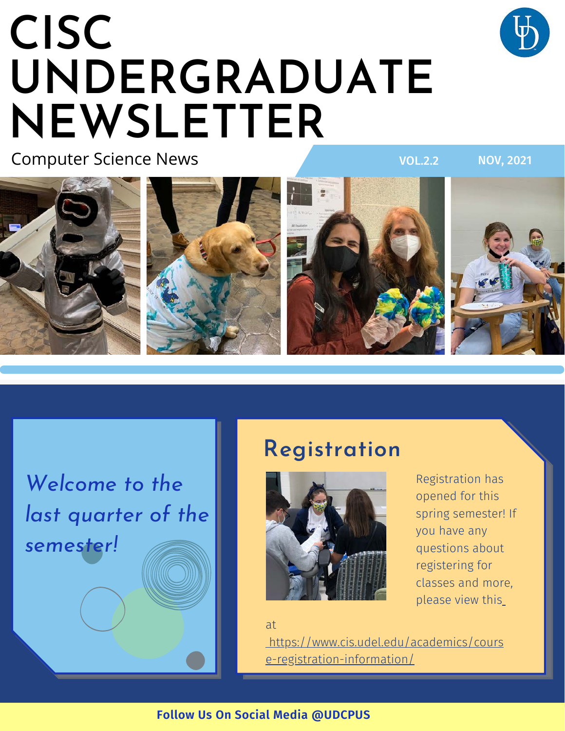# CISC UNDERGRADUATE NEWSLETTER

Computer Science News

VOL.2.2 NOV, 2021

*Welcome to the last quarter of the semester!*

## Registration

Registration has opened for this spring semester! If you have any questions about registering for classes and more, please view this at https://www.cis.udel.edu/academics/course-registration-information/

**Follow Us On Social Media @UDCPUS**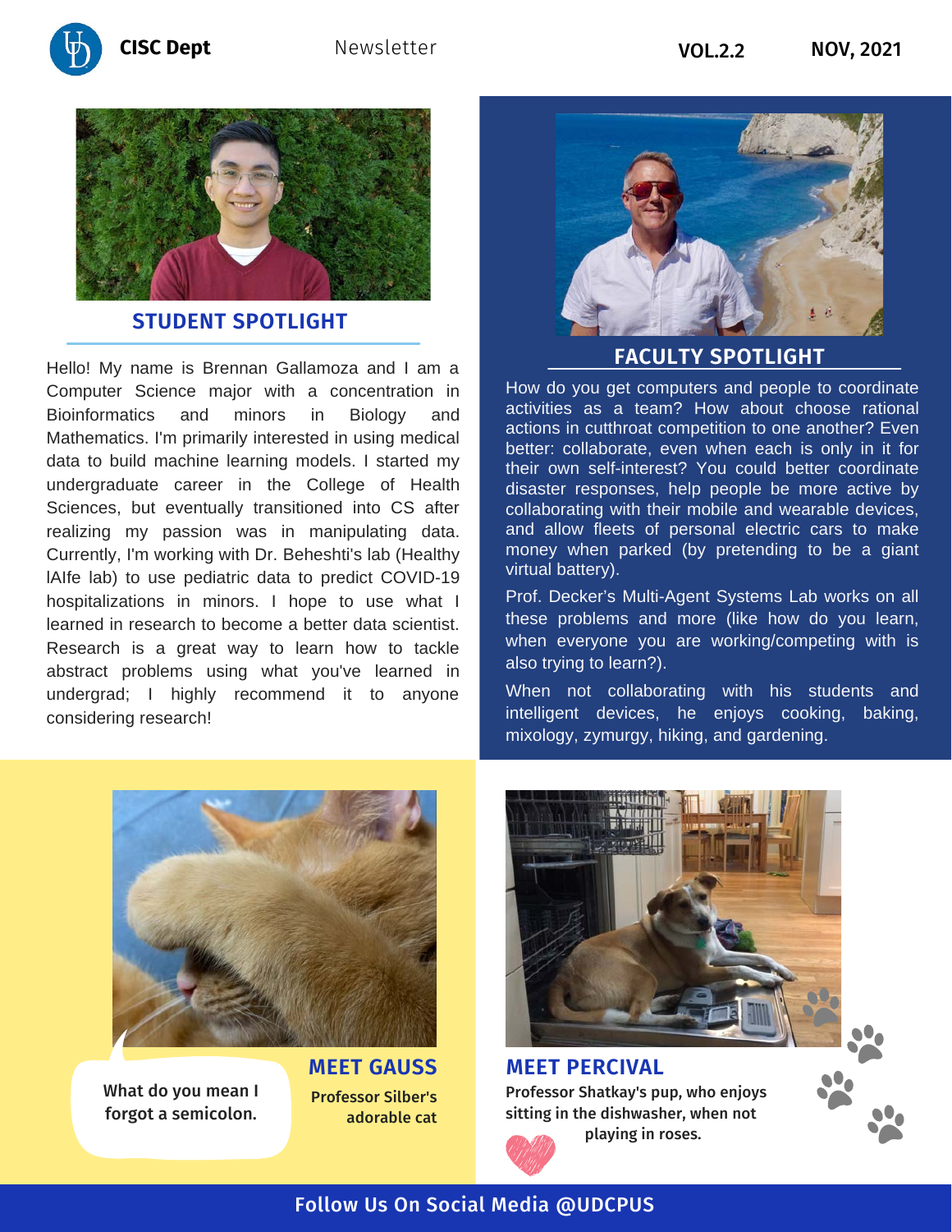## STUDENT SPOTLIGHT

Hello! My name is Brennan Gallamoza and I am a Computer Science major with a concentration in Bioinformatics and minors in Biology and Mathematics. I'm primarily interested in using medical data to build machine learning models. I started my undergraduate career in the College of Health Sciences, but eventually transitioned into CS after realizing my passion was in manipulating data. Currently, I'm working with Dr. Beheshti's lab (Healthy lAIfe lab) to use pediatric data to predict COVID-19 hospitalizations in minors. I hope to use what I learned in research to become a better data scientist. Research is a great way to learn how to tackle abstract problems using what you've learned in undergrad; I highly recommend it to anyone considering research!

## FACULTY SPOTLIGHT

How do you get computers and people to coordinate activities as a team? How about choose rational actions in cutthroat competition to one another? Even better: collaborate, even when each is only in it for their own self-interest? You could better coordinate disaster responses, help people be more active by collaborating with their mobile and wearable devices, and allow fleets of personal electric cars to make money when parked (by pretending to be a giant virtual battery).

Prof. Decker's Multi-Agent Systems Lab works on all these problems and more (like how do you learn, when everyone you are working/competing with is also trying to learn?).

When not collaborating with his students and intelligent devices, he enjoys cooking, baking, mixology, zymurgy, hiking, and gardening.

What do you mean I forgot a semicolon.

## MEET GAUSS

Professor Silber's adorable cat

## MEET PERCIVAL

Professor Shatkay's pup, who enjoys sitting in the dishwasher, when not playing in roses.

**Follow Us On Social Media @UDCPUS**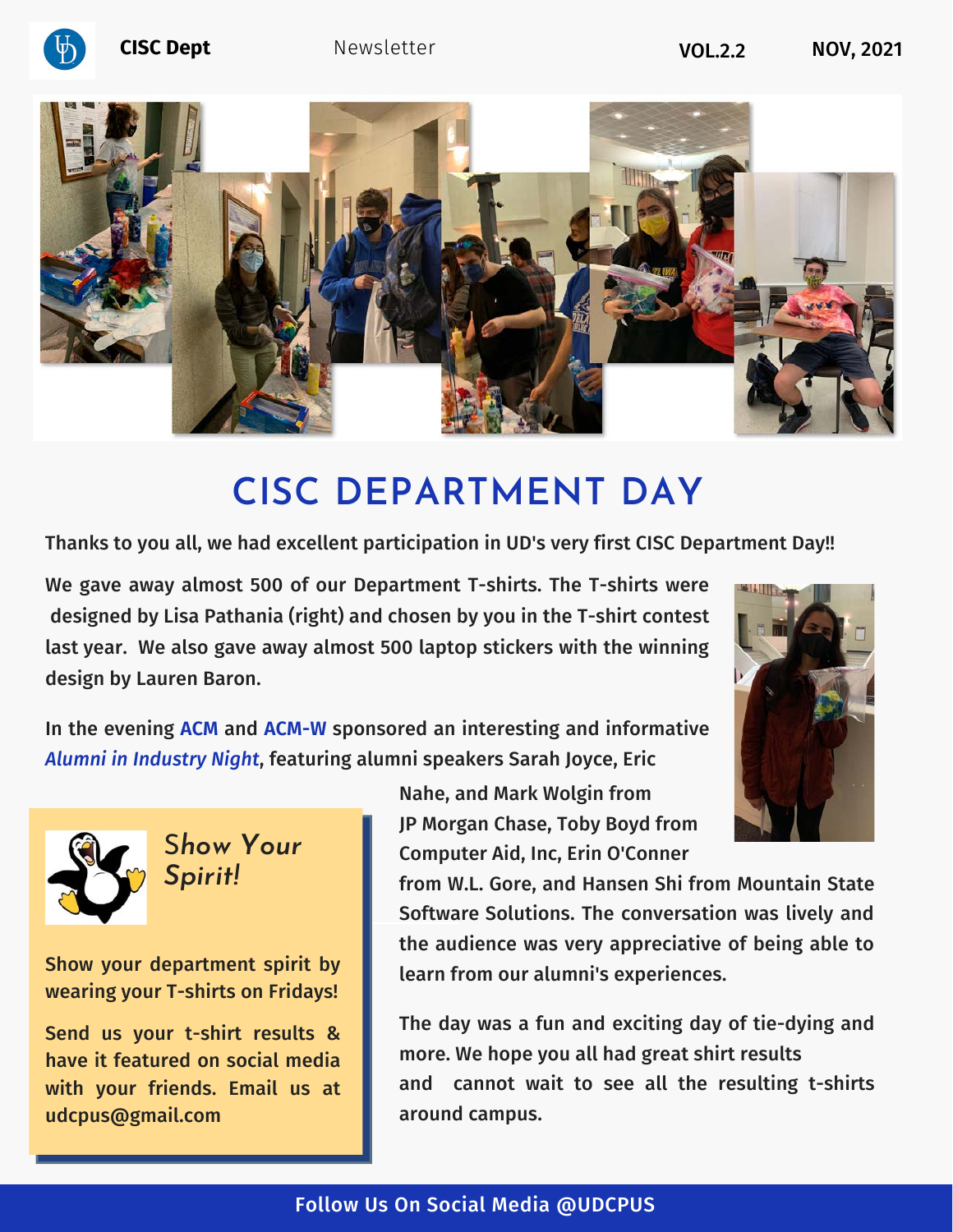# CISC DEPARTMENT DAY

**Thanks to you all, we had excellent participation in UD's very first CISC Department Day!!**

**We gave away almost 500 of our Department T-shirts. The T-shirts were designed by Lisa Pathania (right) and chosen by you in the T-shirt contest last year. We also gave away almost 500 laptop stickers with the winning design by Lauren Baron.**

**In the evening ACM and ACM-W sponsored an interesting and informative *Alumni in Industry Night*, featuring alumni speakers Sarah Joyce, Eric Nahe, and Mark Wolgin from JP Morgan Chase, Toby Boyd from Computer Aid, Inc, Erin O'Conner from W.L. Gore, and Hansen Shi from Mountain State Software Solutions. The conversation was lively and the audience was very appreciative of being able to learn from our alumni's experiences.**

**The day was a fun and exciting day of tie-dying and more. We hope you all had great shirt results and cannot wait to see all the resulting t-shirts around campus.**

## *Show Your Spirit!*

**Show your department spirit by wearing your T-shirts on Fridays!**

**Send us your t-shirt results & have it featured on social media with your friends. Email us at udcpus@gmail.com**

**Follow Us On Social Media @UDCPUS**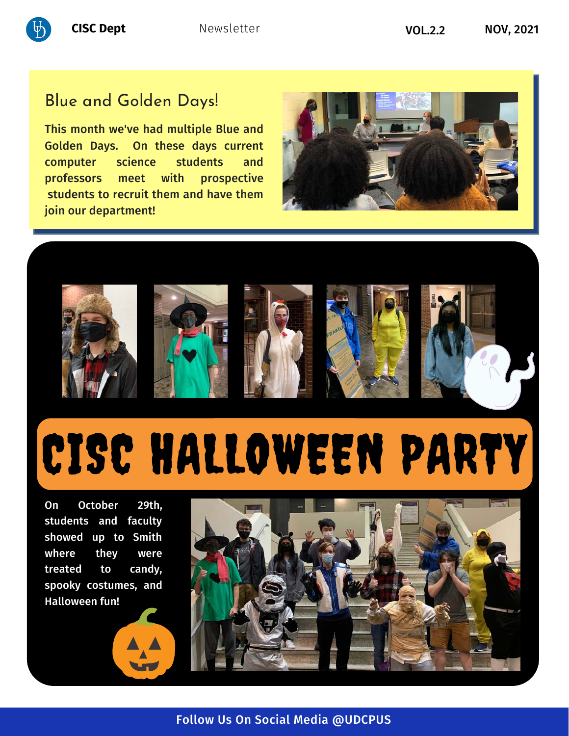## Blue and Golden Days!

**This month we've had multiple Blue and Golden Days. On these days current computer science students and professors meet with prospective students to recruit them and have them join our department!**

# CISC HALLOWEEN PARTY

**On October 29th, students and faculty showed up to Smith where they were treated to candy, spooky costumes, and Halloween fun!**

**Follow Us On Social Media @UDCPUS**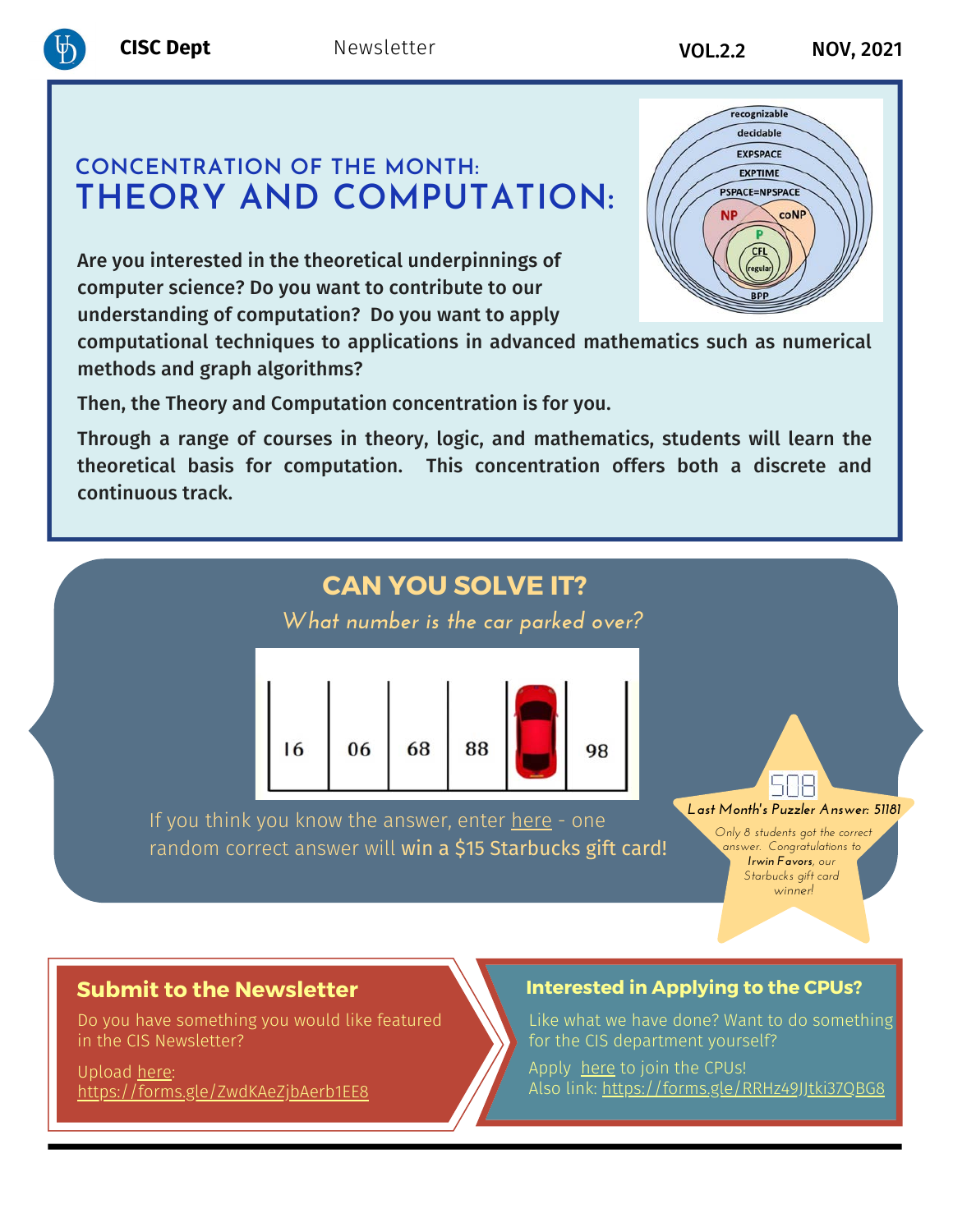**CISC Dept** Newsletter **VOL.2.2** **NOV, 2021**

## CONCENTRATION OF THE MONTH:
# THEORY AND COMPUTATION:

recognizable
decidable
EXPSPACE
EXPTIME
PSPACE=NPSPACE
NP
coNP
P
CFL
regular
BPP

**Are you interested in the theoretical underpinnings of computer science? Do you want to contribute to our understanding of computation? Do you want to apply computational techniques to applications in advanced mathematics such as numerical methods and graph algorithms?**

**Then, the Theory and Computation concentration is for you.**

**Through a range of courses in theory, logic, and mathematics, students will learn the theoretical basis for computation. This concentration offers both a discrete and continuous track.**

## CAN YOU SOLVE IT?

*What number is the car parked over?*

16 06 68 88 98

If you think you know the answer, enter here - one random correct answer will **win a $15 Starbucks gift card!**

508

*Last Month's Puzzler Answer: 51181*

*Only 8 students got the correct answer. Congratulations to* ***Irwin Favors****, our Starbucks gift card winner!*

### Submit to the Newsletter

Do you have something you would like featured in the CIS Newsletter?

Upload here: https://forms.gle/ZwdKAeZjbAerb1EE8

### Interested in Applying to the CPUs?

Like what we have done? Want to do something for the CIS department yourself?

Apply here to join the CPUs!
Also link: https://forms.gle/RRHz49JJtki37QBG8